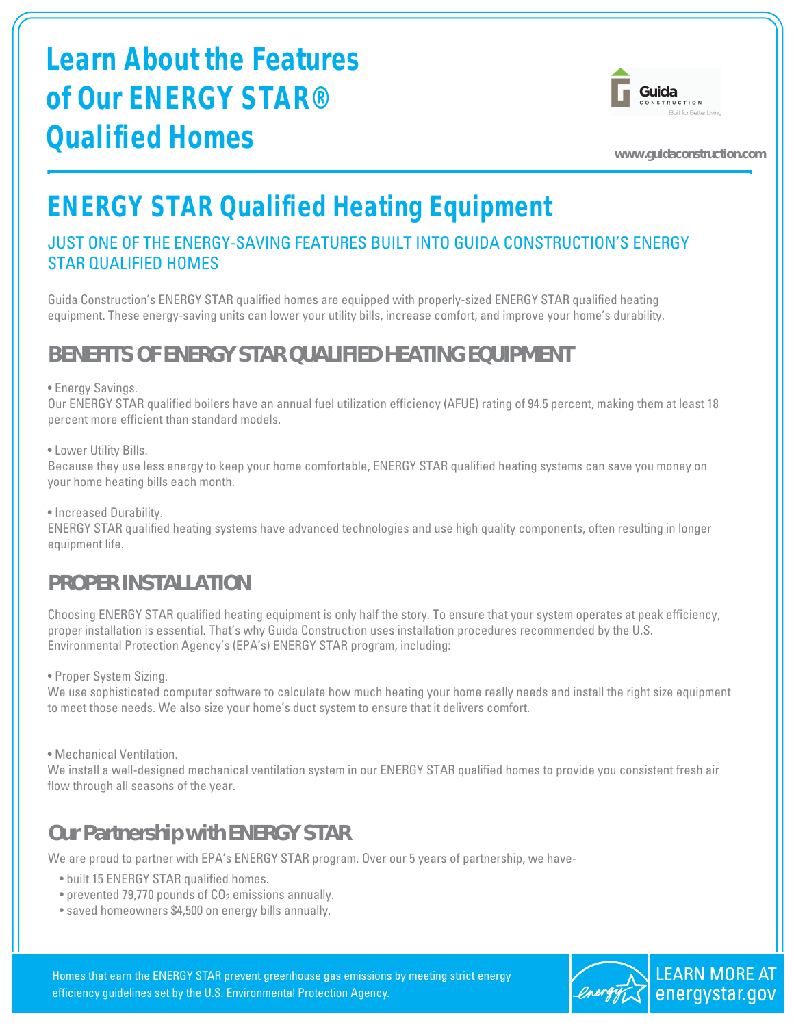# Learn About the Features of Our ENERGY STAR® Qualified Homes

Guida CONSTRUCTION
Built for Better Living

www.guidaconstruction.com

## ENERGY STAR Qualified Heating Equipment

### JUST ONE OF THE ENERGY-SAVING FEATURES BUILT INTO GUIDA CONSTRUCTION'S ENERGY STAR QUALIFIED HOMES

Guida Construction's ENERGY STAR qualified homes are equipped with properly-sized ENERGY STAR qualified heating equipment. These energy-saving units can lower your utility bills, increase comfort, and improve your home's durability.

### BENEFITS OF ENERGY STAR QUALIFIED HEATING EQUIPMENT

• Energy Savings.
Our ENERGY STAR qualified boilers have an annual fuel utilization efficiency (AFUE) rating of 94.5 percent, making them at least 18 percent more efficient than standard models.

• Lower Utility Bills.
Because they use less energy to keep your home comfortable, ENERGY STAR qualified heating systems can save you money on your home heating bills each month.

• Increased Durability.
ENERGY STAR qualified heating systems have advanced technologies and use high quality components, often resulting in longer equipment life.

### PROPER INSTALLATION

Choosing ENERGY STAR qualified heating equipment is only half the story. To ensure that your system operates at peak efficiency, proper installation is essential. That's why Guida Construction uses installation procedures recommended by the U.S. Environmental Protection Agency's (EPA's) ENERGY STAR program, including:

• Proper System Sizing.
We use sophisticated computer software to calculate how much heating your home really needs and install the right size equipment to meet those needs. We also size your home's duct system to ensure that it delivers comfort.

• Mechanical Ventilation.
We install a well-designed mechanical ventilation system in our ENERGY STAR qualified homes to provide you consistent fresh air flow through all seasons of the year.

### Our Partnership with ENERGY STAR

We are proud to partner with EPA's ENERGY STAR program. Over our 5 years of partnership, we have-

- built 15 ENERGY STAR qualified homes.
- prevented 79,770 pounds of $CO_2$ emissions annually.
- saved homeowners $4,500 on energy bills annually.

Homes that earn the ENERGY STAR prevent greenhouse gas emissions by meeting strict energy efficiency guidelines set by the U.S. Environmental Protection Agency.

LEARN MORE AT energystar.gov